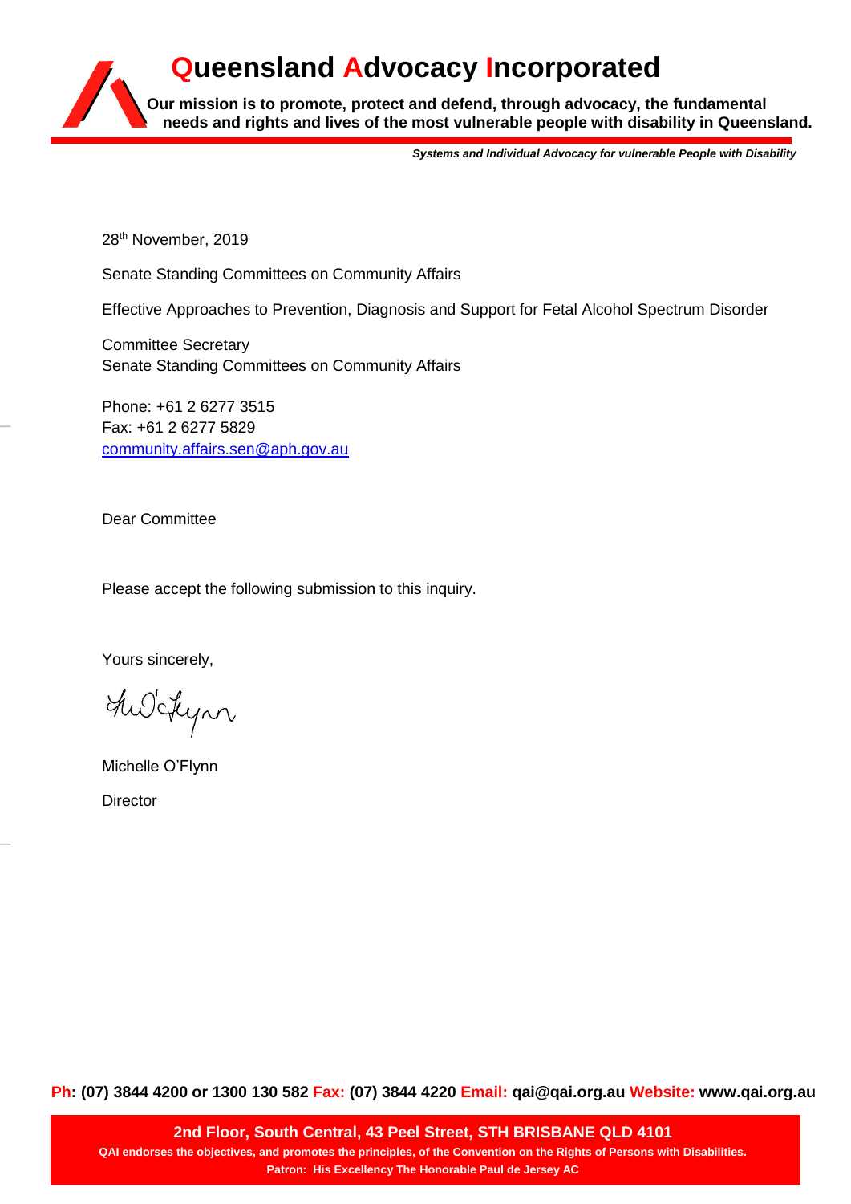# Queensland Advocacy Incorporated

**Our mission is to promote, protect and defend, through advocacy, the fundamental needs and rights and lives of the most vulnerable people with disability in Queensland.**

***Systems and Individual Advocacy for vulnerable People with Disability***

28th November, 2019

Senate Standing Committees on Community Affairs

Effective Approaches to Prevention, Diagnosis and Support for Fetal Alcohol Spectrum Disorder

Committee Secretary
Senate Standing Committees on Community Affairs

Phone: +61 2 6277 3515
Fax: +61 2 6277 5829
community.affairs.sen@aph.gov.au

Dear Committee

Please accept the following submission to this inquiry.

Yours sincerely,

Michelle O'Flynn

Director

**Ph: (07) 3844 4200 or 1300 130 582 Fax: (07) 3844 4220 Email: qai@qai.org.au Website: www.qai.org.au**

**2nd Floor, South Central, 43 Peel Street, STH BRISBANE QLD 4101**

**QAI endorses the objectives, and promotes the principles, of the Convention on the Rights of Persons with Disabilities.**

**Patron: His Excellency The Honorable Paul de Jersey AC**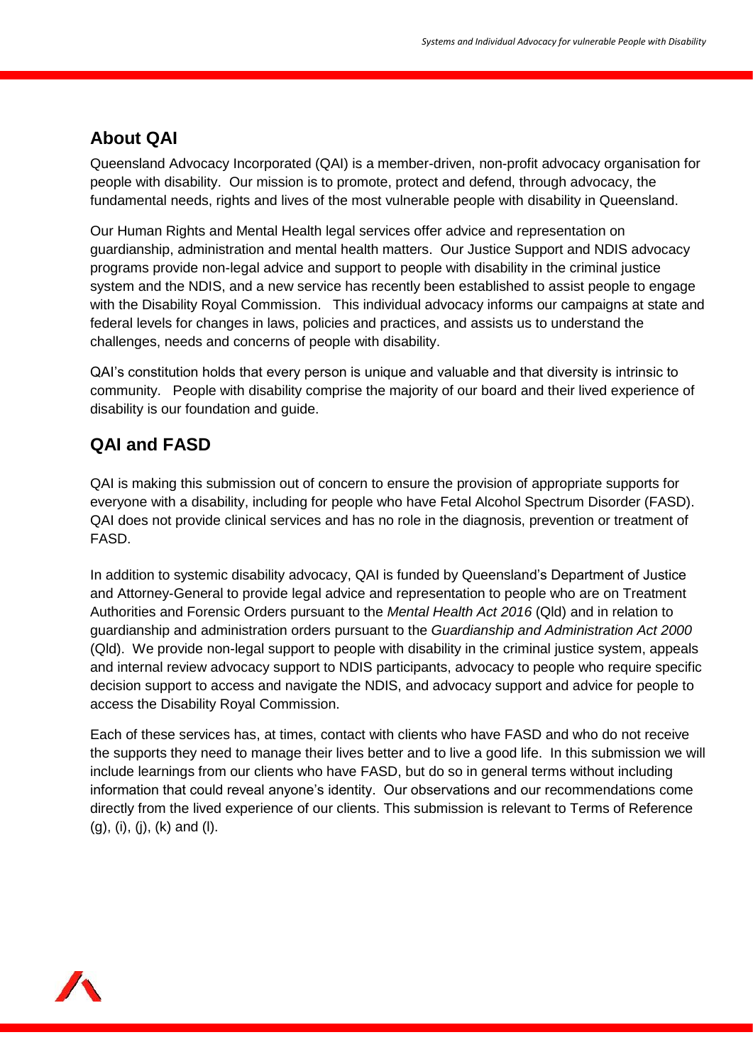## About QAI

Queensland Advocacy Incorporated (QAI) is a member-driven, non-profit advocacy organisation for people with disability. Our mission is to promote, protect and defend, through advocacy, the fundamental needs, rights and lives of the most vulnerable people with disability in Queensland.

Our Human Rights and Mental Health legal services offer advice and representation on guardianship, administration and mental health matters. Our Justice Support and NDIS advocacy programs provide non-legal advice and support to people with disability in the criminal justice system and the NDIS, and a new service has recently been established to assist people to engage with the Disability Royal Commission. This individual advocacy informs our campaigns at state and federal levels for changes in laws, policies and practices, and assists us to understand the challenges, needs and concerns of people with disability.

QAI's constitution holds that every person is unique and valuable and that diversity is intrinsic to community. People with disability comprise the majority of our board and their lived experience of disability is our foundation and guide.

## QAI and FASD

QAI is making this submission out of concern to ensure the provision of appropriate supports for everyone with a disability, including for people who have Fetal Alcohol Spectrum Disorder (FASD). QAI does not provide clinical services and has no role in the diagnosis, prevention or treatment of FASD.

In addition to systemic disability advocacy, QAI is funded by Queensland's Department of Justice and Attorney-General to provide legal advice and representation to people who are on Treatment Authorities and Forensic Orders pursuant to the *Mental Health Act 2016* (Qld) and in relation to guardianship and administration orders pursuant to the *Guardianship and Administration Act 2000* (Qld). We provide non-legal support to people with disability in the criminal justice system, appeals and internal review advocacy support to NDIS participants, advocacy to people who require specific decision support to access and navigate the NDIS, and advocacy support and advice for people to access the Disability Royal Commission.

Each of these services has, at times, contact with clients who have FASD and who do not receive the supports they need to manage their lives better and to live a good life. In this submission we will include learnings from our clients who have FASD, but do so in general terms without including information that could reveal anyone's identity. Our observations and our recommendations come directly from the lived experience of our clients. This submission is relevant to Terms of Reference (g), (i), (j), (k) and (l).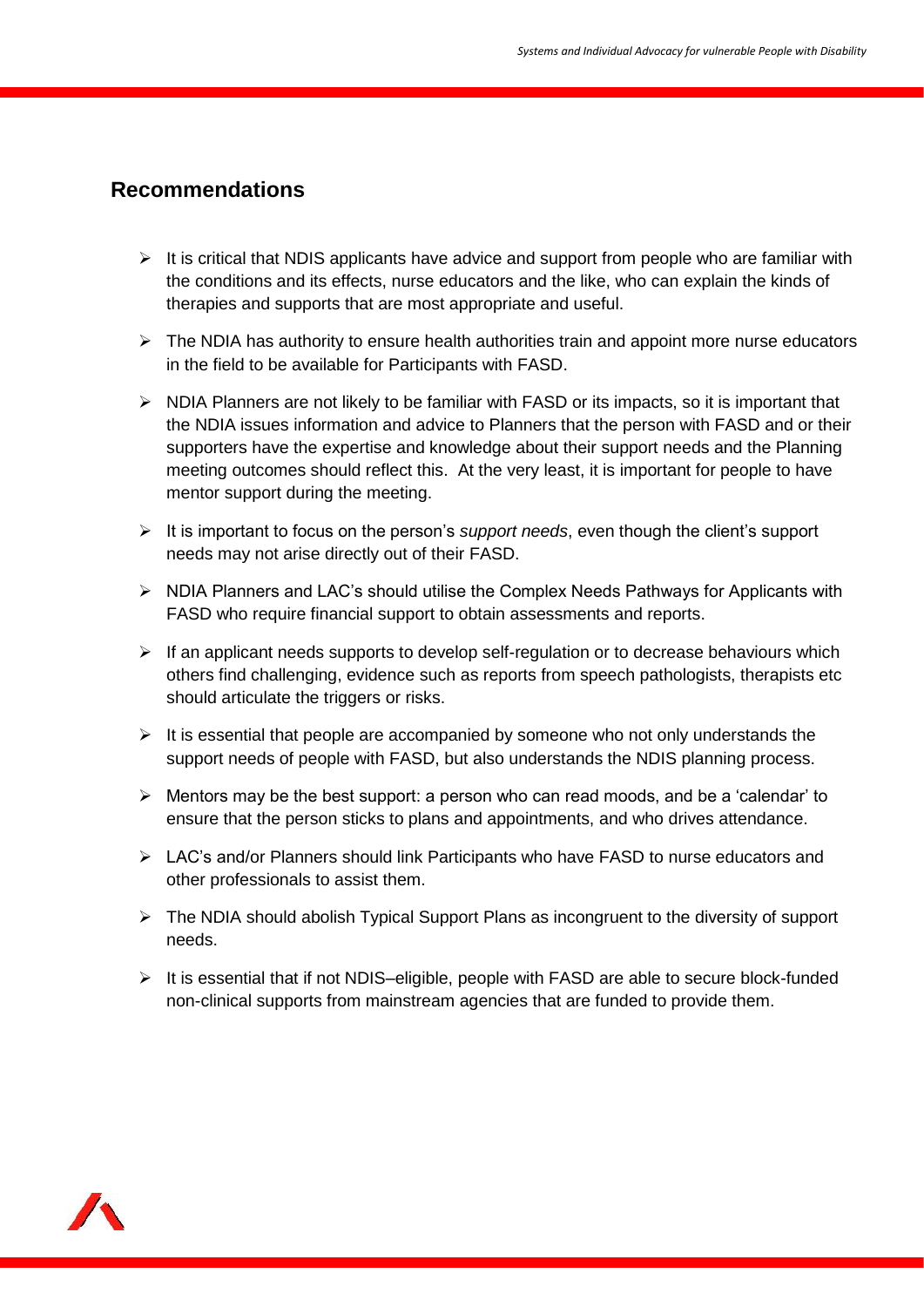## Recommendations

- It is critical that NDIS applicants have advice and support from people who are familiar with the conditions and its effects, nurse educators and the like, who can explain the kinds of therapies and supports that are most appropriate and useful.
- The NDIA has authority to ensure health authorities train and appoint more nurse educators in the field to be available for Participants with FASD.
- NDIA Planners are not likely to be familiar with FASD or its impacts, so it is important that the NDIA issues information and advice to Planners that the person with FASD and or their supporters have the expertise and knowledge about their support needs and the Planning meeting outcomes should reflect this. At the very least, it is important for people to have mentor support during the meeting.
- It is important to focus on the person's *support needs*, even though the client's support needs may not arise directly out of their FASD.
- NDIA Planners and LAC's should utilise the Complex Needs Pathways for Applicants with FASD who require financial support to obtain assessments and reports.
- If an applicant needs supports to develop self-regulation or to decrease behaviours which others find challenging, evidence such as reports from speech pathologists, therapists etc should articulate the triggers or risks.
- It is essential that people are accompanied by someone who not only understands the support needs of people with FASD, but also understands the NDIS planning process.
- Mentors may be the best support: a person who can read moods, and be a 'calendar' to ensure that the person sticks to plans and appointments, and who drives attendance.
- LAC's and/or Planners should link Participants who have FASD to nurse educators and other professionals to assist them.
- The NDIA should abolish Typical Support Plans as incongruent to the diversity of support needs.
- It is essential that if not NDIS–eligible, people with FASD are able to secure block-funded non-clinical supports from mainstream agencies that are funded to provide them.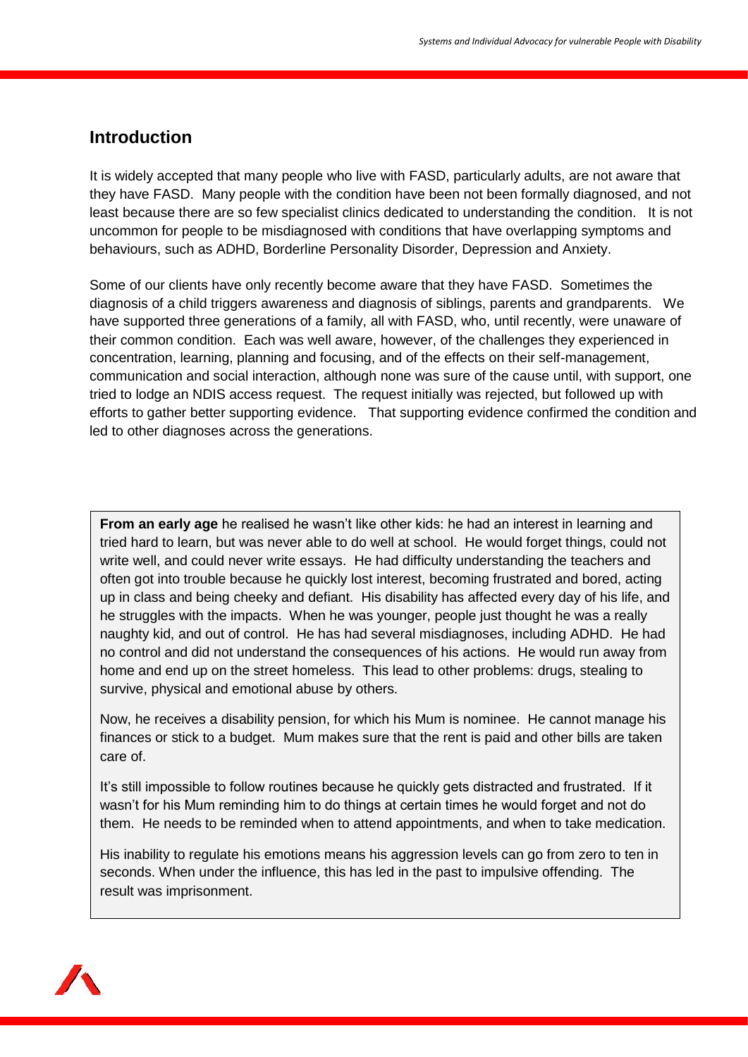## Introduction

It is widely accepted that many people who live with FASD, particularly adults, are not aware that they have FASD. Many people with the condition have been not been formally diagnosed, and not least because there are so few specialist clinics dedicated to understanding the condition. It is not uncommon for people to be misdiagnosed with conditions that have overlapping symptoms and behaviours, such as ADHD, Borderline Personality Disorder, Depression and Anxiety.

Some of our clients have only recently become aware that they have FASD. Sometimes the diagnosis of a child triggers awareness and diagnosis of siblings, parents and grandparents. We have supported three generations of a family, all with FASD, who, until recently, were unaware of their common condition. Each was well aware, however, of the challenges they experienced in concentration, learning, planning and focusing, and of the effects on their self-management, communication and social interaction, although none was sure of the cause until, with support, one tried to lodge an NDIS access request. The request initially was rejected, but followed up with efforts to gather better supporting evidence. That supporting evidence confirmed the condition and led to other diagnoses across the generations.

> **From an early age** he realised he wasn't like other kids: he had an interest in learning and tried hard to learn, but was never able to do well at school. He would forget things, could not write well, and could never write essays. He had difficulty understanding the teachers and often got into trouble because he quickly lost interest, becoming frustrated and bored, acting up in class and being cheeky and defiant. His disability has affected every day of his life, and he struggles with the impacts. When he was younger, people just thought he was a really naughty kid, and out of control. He has had several misdiagnoses, including ADHD. He had no control and did not understand the consequences of his actions. He would run away from home and end up on the street homeless. This lead to other problems: drugs, stealing to survive, physical and emotional abuse by others.
>
> Now, he receives a disability pension, for which his Mum is nominee. He cannot manage his finances or stick to a budget. Mum makes sure that the rent is paid and other bills are taken care of.
>
> It's still impossible to follow routines because he quickly gets distracted and frustrated. If it wasn't for his Mum reminding him to do things at certain times he would forget and not do them. He needs to be reminded when to attend appointments, and when to take medication.
>
> His inability to regulate his emotions means his aggression levels can go from zero to ten in seconds. When under the influence, this has led in the past to impulsive offending. The result was imprisonment.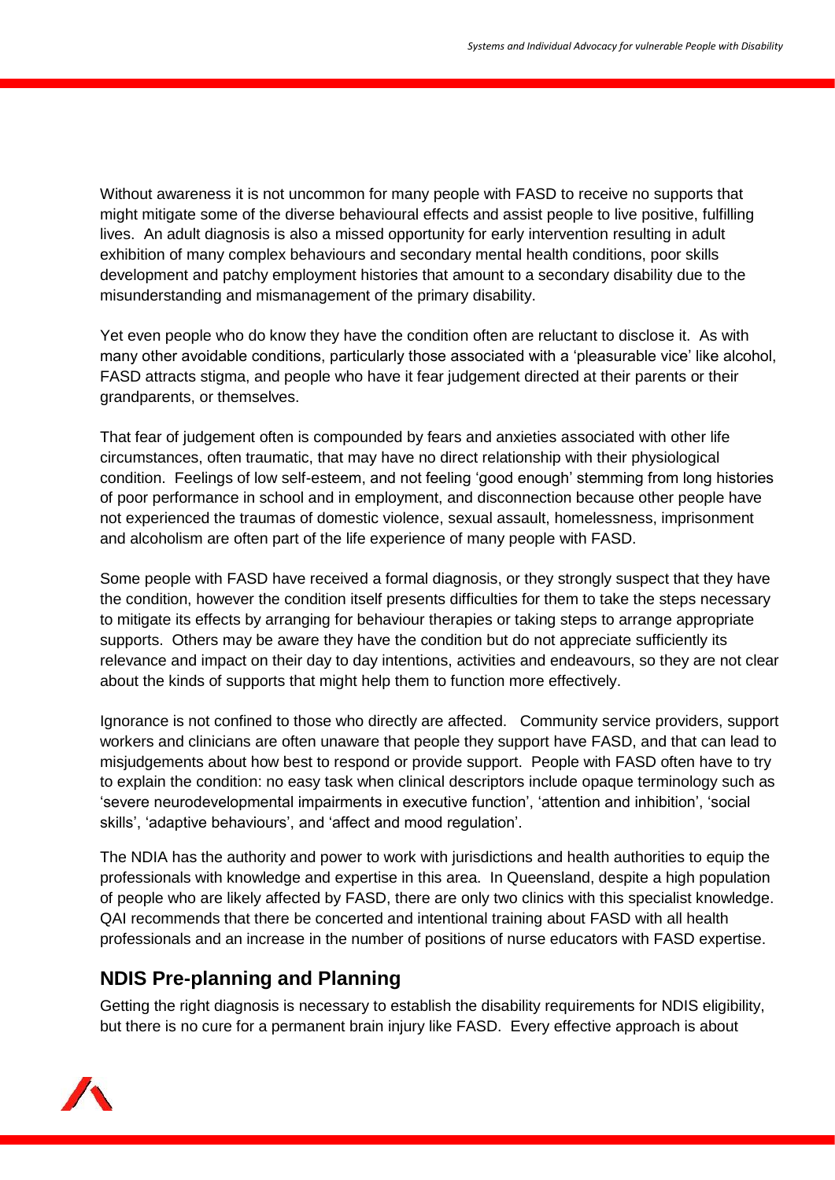Without awareness it is not uncommon for many people with FASD to receive no supports that might mitigate some of the diverse behavioural effects and assist people to live positive, fulfilling lives. An adult diagnosis is also a missed opportunity for early intervention resulting in adult exhibition of many complex behaviours and secondary mental health conditions, poor skills development and patchy employment histories that amount to a secondary disability due to the misunderstanding and mismanagement of the primary disability.

Yet even people who do know they have the condition often are reluctant to disclose it. As with many other avoidable conditions, particularly those associated with a 'pleasurable vice' like alcohol, FASD attracts stigma, and people who have it fear judgement directed at their parents or their grandparents, or themselves.

That fear of judgement often is compounded by fears and anxieties associated with other life circumstances, often traumatic, that may have no direct relationship with their physiological condition. Feelings of low self-esteem, and not feeling 'good enough' stemming from long histories of poor performance in school and in employment, and disconnection because other people have not experienced the traumas of domestic violence, sexual assault, homelessness, imprisonment and alcoholism are often part of the life experience of many people with FASD.

Some people with FASD have received a formal diagnosis, or they strongly suspect that they have the condition, however the condition itself presents difficulties for them to take the steps necessary to mitigate its effects by arranging for behaviour therapies or taking steps to arrange appropriate supports. Others may be aware they have the condition but do not appreciate sufficiently its relevance and impact on their day to day intentions, activities and endeavours, so they are not clear about the kinds of supports that might help them to function more effectively.

Ignorance is not confined to those who directly are affected. Community service providers, support workers and clinicians are often unaware that people they support have FASD, and that can lead to misjudgements about how best to respond or provide support. People with FASD often have to try to explain the condition: no easy task when clinical descriptors include opaque terminology such as 'severe neurodevelopmental impairments in executive function', 'attention and inhibition', 'social skills', 'adaptive behaviours', and 'affect and mood regulation'.

The NDIA has the authority and power to work with jurisdictions and health authorities to equip the professionals with knowledge and expertise in this area. In Queensland, despite a high population of people who are likely affected by FASD, there are only two clinics with this specialist knowledge. QAI recommends that there be concerted and intentional training about FASD with all health professionals and an increase in the number of positions of nurse educators with FASD expertise.

## NDIS Pre-planning and Planning

Getting the right diagnosis is necessary to establish the disability requirements for NDIS eligibility, but there is no cure for a permanent brain injury like FASD. Every effective approach is about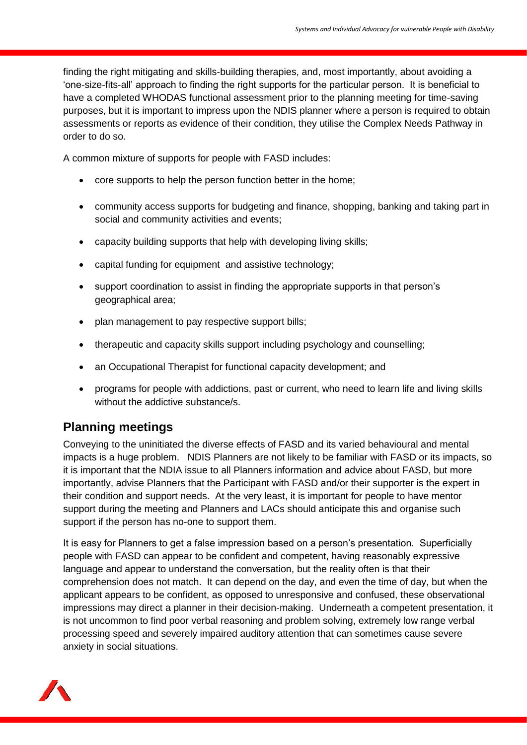finding the right mitigating and skills-building therapies, and, most importantly, about avoiding a 'one-size-fits-all' approach to finding the right supports for the particular person. It is beneficial to have a completed WHODAS functional assessment prior to the planning meeting for time-saving purposes, but it is important to impress upon the NDIS planner where a person is required to obtain assessments or reports as evidence of their condition, they utilise the Complex Needs Pathway in order to do so.

A common mixture of supports for people with FASD includes:

- core supports to help the person function better in the home;
- community access supports for budgeting and finance, shopping, banking and taking part in social and community activities and events;
- capacity building supports that help with developing living skills;
- capital funding for equipment and assistive technology;
- support coordination to assist in finding the appropriate supports in that person's geographical area;
- plan management to pay respective support bills;
- therapeutic and capacity skills support including psychology and counselling;
- an Occupational Therapist for functional capacity development; and
- programs for people with addictions, past or current, who need to learn life and living skills without the addictive substance/s.

## Planning meetings

Conveying to the uninitiated the diverse effects of FASD and its varied behavioural and mental impacts is a huge problem. NDIS Planners are not likely to be familiar with FASD or its impacts, so it is important that the NDIA issue to all Planners information and advice about FASD, but more importantly, advise Planners that the Participant with FASD and/or their supporter is the expert in their condition and support needs. At the very least, it is important for people to have mentor support during the meeting and Planners and LACs should anticipate this and organise such support if the person has no-one to support them.

It is easy for Planners to get a false impression based on a person's presentation. Superficially people with FASD can appear to be confident and competent, having reasonably expressive language and appear to understand the conversation, but the reality often is that their comprehension does not match. It can depend on the day, and even the time of day, but when the applicant appears to be confident, as opposed to unresponsive and confused, these observational impressions may direct a planner in their decision-making. Underneath a competent presentation, it is not uncommon to find poor verbal reasoning and problem solving, extremely low range verbal processing speed and severely impaired auditory attention that can sometimes cause severe anxiety in social situations.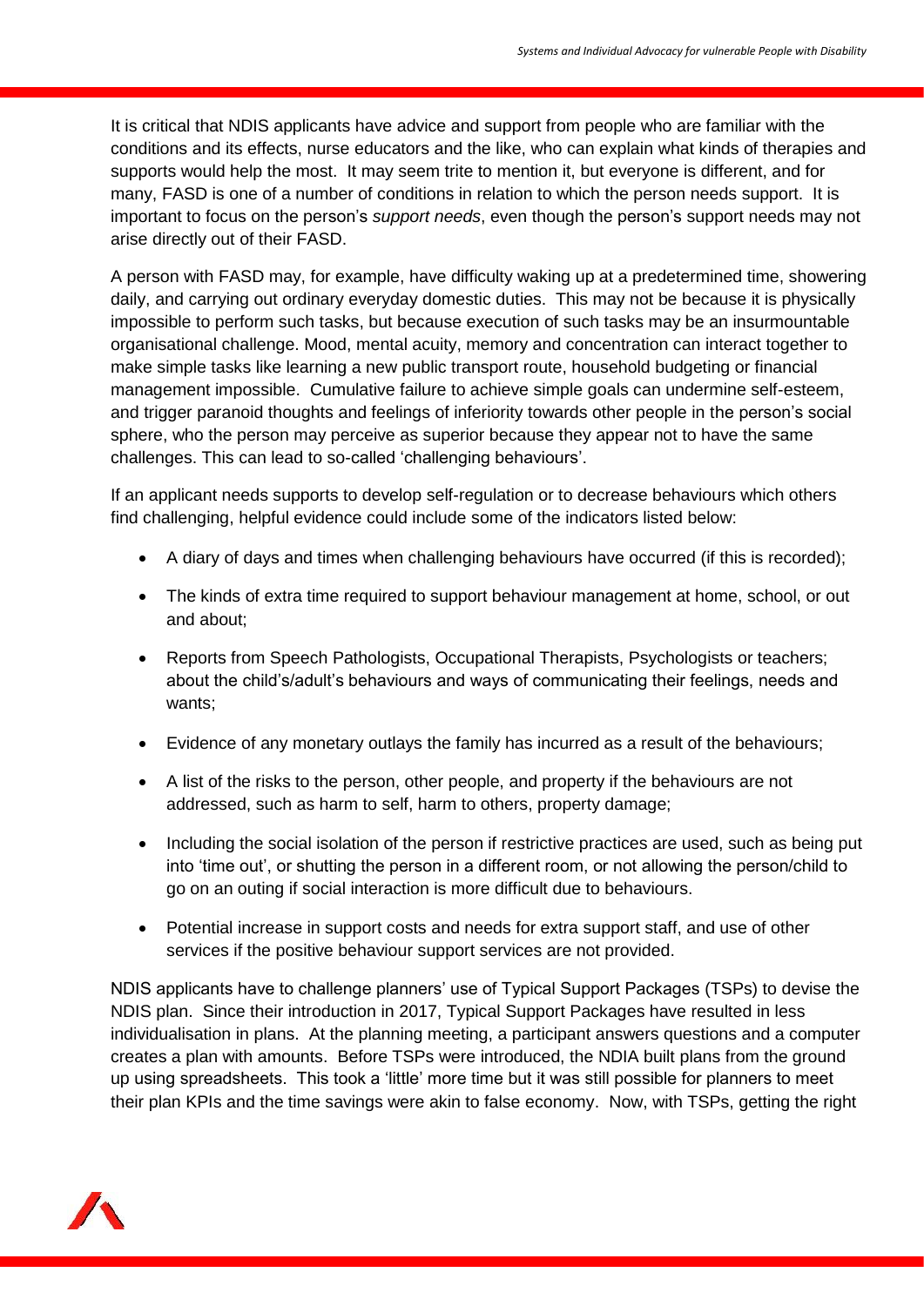It is critical that NDIS applicants have advice and support from people who are familiar with the conditions and its effects, nurse educators and the like, who can explain what kinds of therapies and supports would help the most. It may seem trite to mention it, but everyone is different, and for many, FASD is one of a number of conditions in relation to which the person needs support. It is important to focus on the person's *support needs*, even though the person's support needs may not arise directly out of their FASD.

A person with FASD may, for example, have difficulty waking up at a predetermined time, showering daily, and carrying out ordinary everyday domestic duties. This may not be because it is physically impossible to perform such tasks, but because execution of such tasks may be an insurmountable organisational challenge. Mood, mental acuity, memory and concentration can interact together to make simple tasks like learning a new public transport route, household budgeting or financial management impossible. Cumulative failure to achieve simple goals can undermine self-esteem, and trigger paranoid thoughts and feelings of inferiority towards other people in the person's social sphere, who the person may perceive as superior because they appear not to have the same challenges. This can lead to so-called 'challenging behaviours'.

If an applicant needs supports to develop self-regulation or to decrease behaviours which others find challenging, helpful evidence could include some of the indicators listed below:

- A diary of days and times when challenging behaviours have occurred (if this is recorded);
- The kinds of extra time required to support behaviour management at home, school, or out and about;
- Reports from Speech Pathologists, Occupational Therapists, Psychologists or teachers; about the child's/adult's behaviours and ways of communicating their feelings, needs and wants;
- Evidence of any monetary outlays the family has incurred as a result of the behaviours;
- A list of the risks to the person, other people, and property if the behaviours are not addressed, such as harm to self, harm to others, property damage;
- Including the social isolation of the person if restrictive practices are used, such as being put into 'time out', or shutting the person in a different room, or not allowing the person/child to go on an outing if social interaction is more difficult due to behaviours.
- Potential increase in support costs and needs for extra support staff, and use of other services if the positive behaviour support services are not provided.

NDIS applicants have to challenge planners' use of Typical Support Packages (TSPs) to devise the NDIS plan. Since their introduction in 2017, Typical Support Packages have resulted in less individualisation in plans. At the planning meeting, a participant answers questions and a computer creates a plan with amounts. Before TSPs were introduced, the NDIA built plans from the ground up using spreadsheets. This took a 'little' more time but it was still possible for planners to meet their plan KPIs and the time savings were akin to false economy. Now, with TSPs, getting the right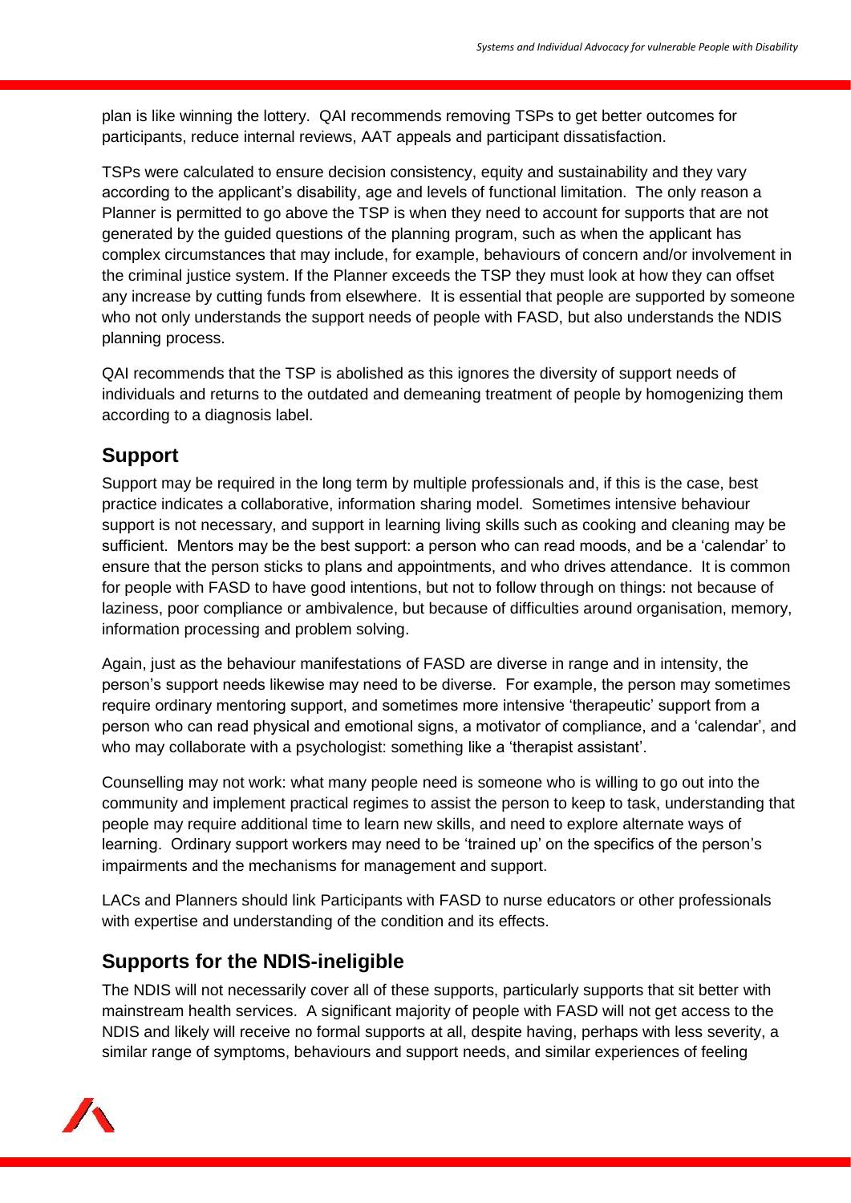plan is like winning the lottery. QAI recommends removing TSPs to get better outcomes for participants, reduce internal reviews, AAT appeals and participant dissatisfaction.

TSPs were calculated to ensure decision consistency, equity and sustainability and they vary according to the applicant's disability, age and levels of functional limitation. The only reason a Planner is permitted to go above the TSP is when they need to account for supports that are not generated by the guided questions of the planning program, such as when the applicant has complex circumstances that may include, for example, behaviours of concern and/or involvement in the criminal justice system. If the Planner exceeds the TSP they must look at how they can offset any increase by cutting funds from elsewhere. It is essential that people are supported by someone who not only understands the support needs of people with FASD, but also understands the NDIS planning process.

QAI recommends that the TSP is abolished as this ignores the diversity of support needs of individuals and returns to the outdated and demeaning treatment of people by homogenizing them according to a diagnosis label.

## Support

Support may be required in the long term by multiple professionals and, if this is the case, best practice indicates a collaborative, information sharing model. Sometimes intensive behaviour support is not necessary, and support in learning living skills such as cooking and cleaning may be sufficient. Mentors may be the best support: a person who can read moods, and be a 'calendar' to ensure that the person sticks to plans and appointments, and who drives attendance. It is common for people with FASD to have good intentions, but not to follow through on things: not because of laziness, poor compliance or ambivalence, but because of difficulties around organisation, memory, information processing and problem solving.

Again, just as the behaviour manifestations of FASD are diverse in range and in intensity, the person's support needs likewise may need to be diverse. For example, the person may sometimes require ordinary mentoring support, and sometimes more intensive 'therapeutic' support from a person who can read physical and emotional signs, a motivator of compliance, and a 'calendar', and who may collaborate with a psychologist: something like a 'therapist assistant'.

Counselling may not work: what many people need is someone who is willing to go out into the community and implement practical regimes to assist the person to keep to task, understanding that people may require additional time to learn new skills, and need to explore alternate ways of learning. Ordinary support workers may need to be 'trained up' on the specifics of the person's impairments and the mechanisms for management and support.

LACs and Planners should link Participants with FASD to nurse educators or other professionals with expertise and understanding of the condition and its effects.

## Supports for the NDIS-ineligible

The NDIS will not necessarily cover all of these supports, particularly supports that sit better with mainstream health services. A significant majority of people with FASD will not get access to the NDIS and likely will receive no formal supports at all, despite having, perhaps with less severity, a similar range of symptoms, behaviours and support needs, and similar experiences of feeling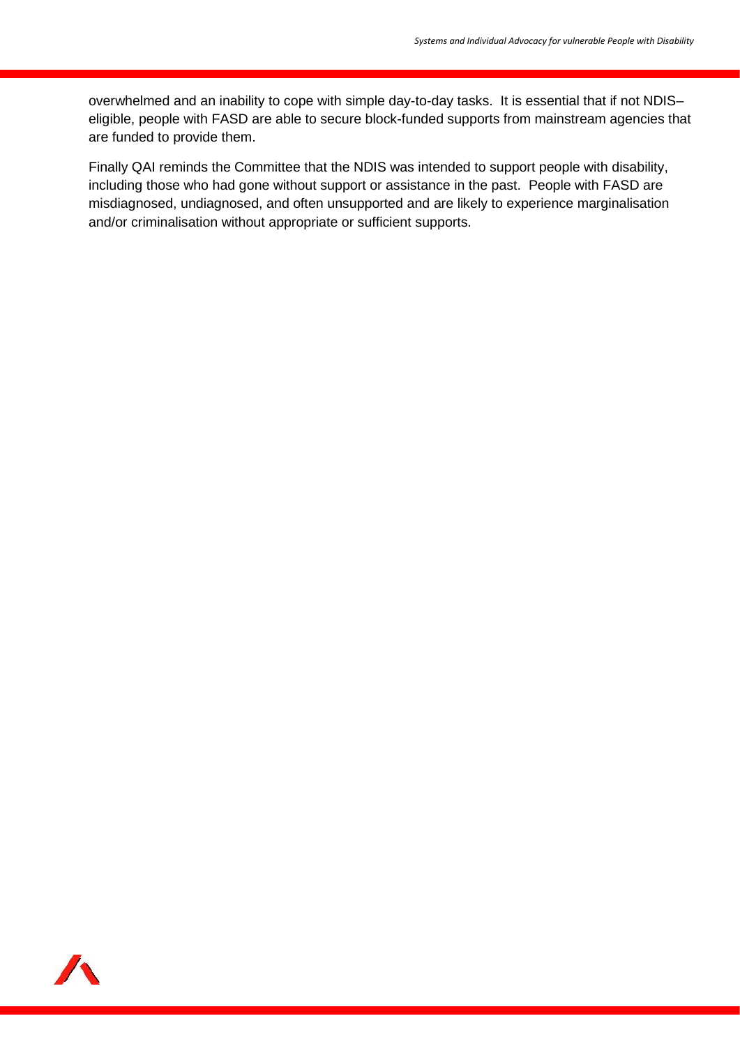overwhelmed and an inability to cope with simple day-to-day tasks. It is essential that if not NDIS–eligible, people with FASD are able to secure block-funded supports from mainstream agencies that are funded to provide them.

Finally QAI reminds the Committee that the NDIS was intended to support people with disability, including those who had gone without support or assistance in the past. People with FASD are misdiagnosed, undiagnosed, and often unsupported and are likely to experience marginalisation and/or criminalisation without appropriate or sufficient supports.